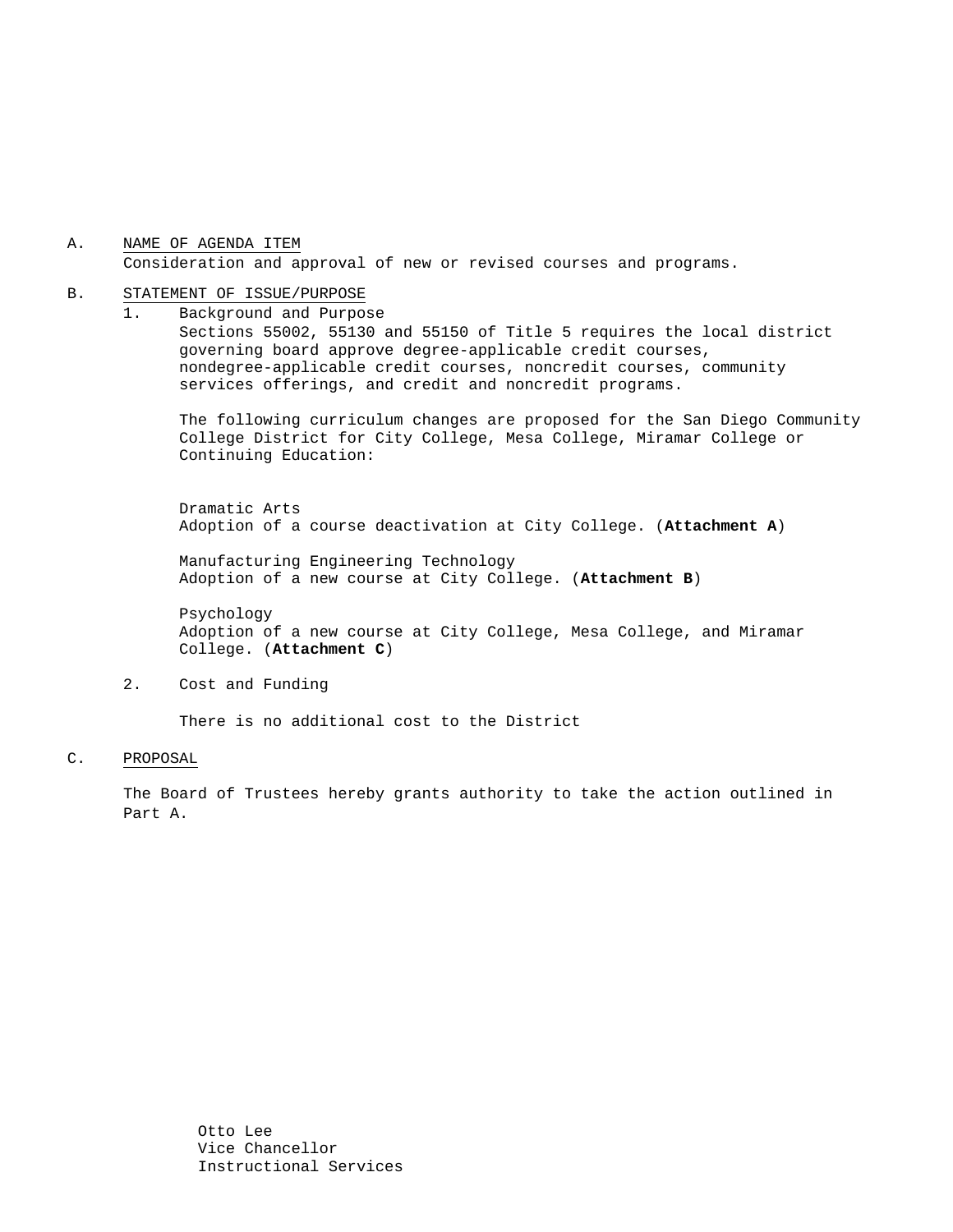A. <u>NAME OF AGENDA ITEM</u>

Consideration and approval of new or revised courses and programs.

B. <u>STATEMENT OF ISSUE/PURPOSE</u>

1. Background and Purpose

   Sections 55002, 55130 and 55150 of Title 5 requires the local district governing board approve degree-applicable credit courses, nondegree-applicable credit courses, noncredit courses, community services offerings, and credit and noncredit programs.

   The following curriculum changes are proposed for the San Diego Community College District for City College, Mesa College, Miramar College or Continuing Education:

   Dramatic Arts
   Adoption of a course deactivation at City College. (**Attachment A**)

   Manufacturing Engineering Technology
   Adoption of a new course at City College. (**Attachment B**)

   Psychology
   Adoption of a new course at City College, Mesa College, and Miramar College. (**Attachment C**)

2. Cost and Funding

   There is no additional cost to the District

C. <u>PROPOSAL</u>

The Board of Trustees hereby grants authority to take the action outlined in Part A.

Otto Lee
Vice Chancellor
Instructional Services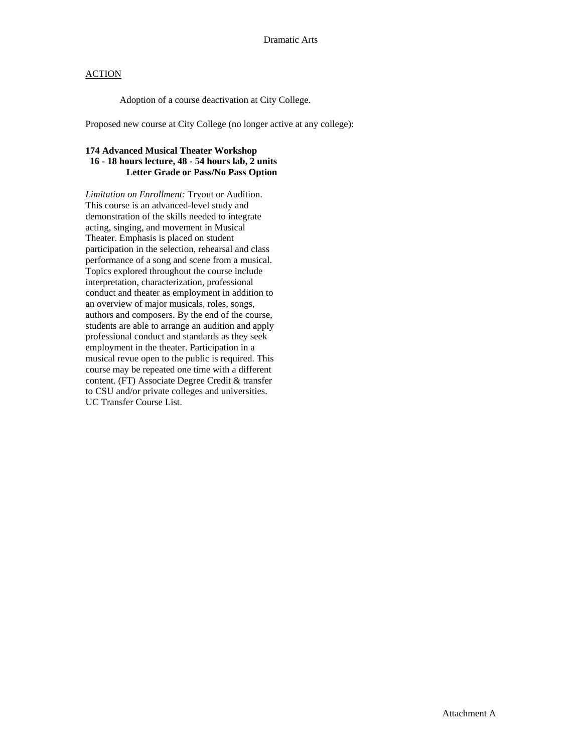Dramatic Arts

ACTION

Adoption of a course deactivation at City College.

Proposed new course at City College (no longer active at any college):

**174 Advanced Musical Theater Workshop**
**16 - 18 hours lecture, 48 - 54 hours lab, 2 units**
**Letter Grade or Pass/No Pass Option**

*Limitation on Enrollment:* Tryout or Audition. This course is an advanced-level study and demonstration of the skills needed to integrate acting, singing, and movement in Musical Theater. Emphasis is placed on student participation in the selection, rehearsal and class performance of a song and scene from a musical. Topics explored throughout the course include interpretation, characterization, professional conduct and theater as employment in addition to an overview of major musicals, roles, songs, authors and composers. By the end of the course, students are able to arrange an audition and apply professional conduct and standards as they seek employment in the theater. Participation in a musical revue open to the public is required. This course may be repeated one time with a different content. (FT) Associate Degree Credit & transfer to CSU and/or private colleges and universities. UC Transfer Course List.

Attachment A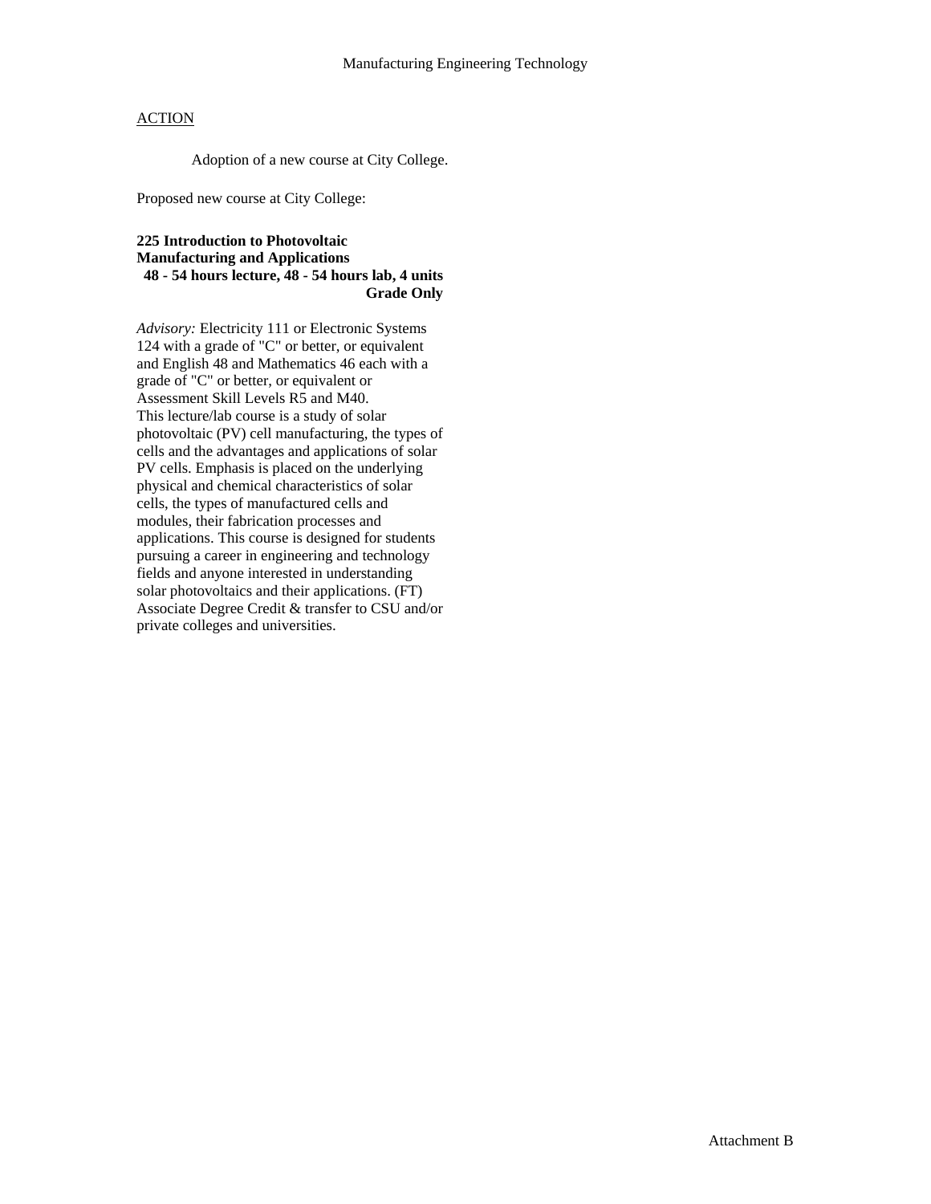Manufacturing Engineering Technology

ACTION

Adoption of a new course at City College.

Proposed new course at City College:

**225 Introduction to Photovoltaic Manufacturing and Applications**
**48 - 54 hours lecture, 48 - 54 hours lab, 4 units**
**Grade Only**

*Advisory:* Electricity 111 or Electronic Systems 124 with a grade of "C" or better, or equivalent and English 48 and Mathematics 46 each with a grade of "C" or better, or equivalent or Assessment Skill Levels R5 and M40.
This lecture/lab course is a study of solar photovoltaic (PV) cell manufacturing, the types of cells and the advantages and applications of solar PV cells. Emphasis is placed on the underlying physical and chemical characteristics of solar cells, the types of manufactured cells and modules, their fabrication processes and applications. This course is designed for students pursuing a career in engineering and technology fields and anyone interested in understanding solar photovoltaics and their applications. (FT) Associate Degree Credit & transfer to CSU and/or private colleges and universities.

Attachment B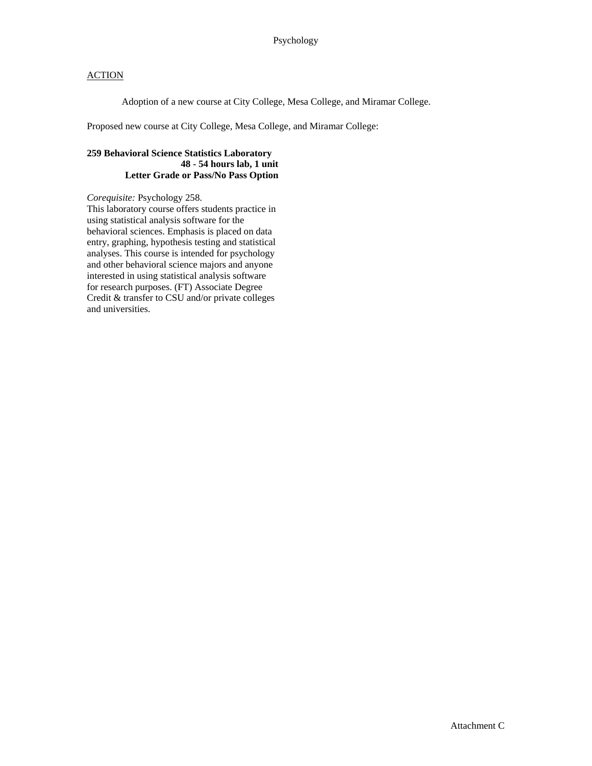Psychology

<u>ACTION</u>

Adoption of a new course at City College, Mesa College, and Miramar College.

Proposed new course at City College, Mesa College, and Miramar College:

**259 Behavioral Science Statistics Laboratory**
**48 - 54 hours lab, 1 unit**
**Letter Grade or Pass/No Pass Option**

*Corequisite:* Psychology 258.
This laboratory course offers students practice in using statistical analysis software for the behavioral sciences. Emphasis is placed on data entry, graphing, hypothesis testing and statistical analyses. This course is intended for psychology and other behavioral science majors and anyone interested in using statistical analysis software for research purposes. (FT) Associate Degree Credit & transfer to CSU and/or private colleges and universities.

Attachment C